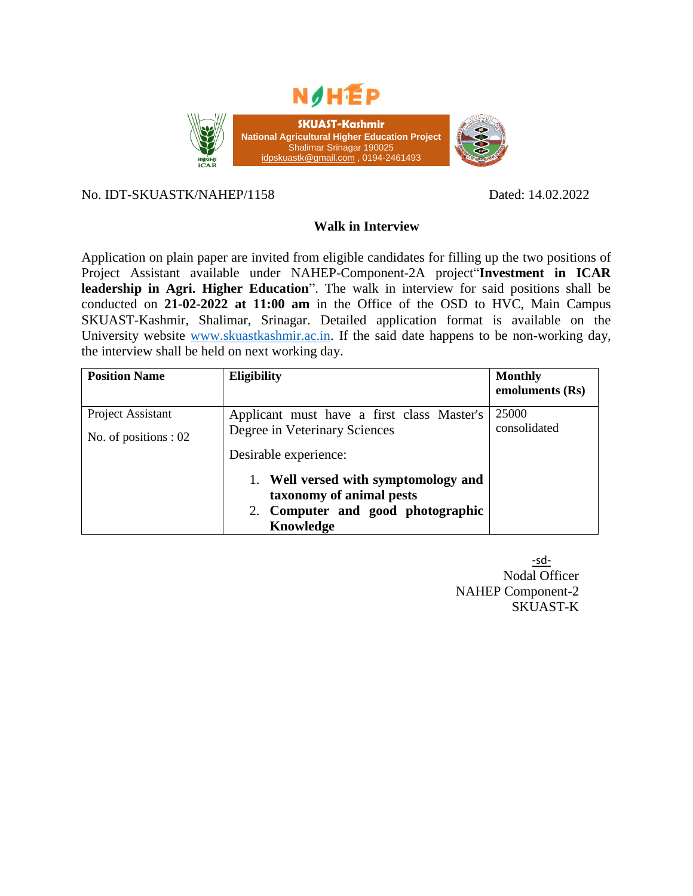NAHEP

**SKUAST-Kashmir**
**National Agricultural Higher Education Project**
Shalimar Srinagar 190025
idpskuastk@gmail.com , 0194-2461493

No. IDT-SKUASTK/NAHEP/1158 Dated: 14.02.2022

## Walk in Interview

Application on plain paper are invited from eligible candidates for filling up the two positions of Project Assistant available under NAHEP-Component-2A project"**Investment in ICAR leadership in Agri. Higher Education**". The walk in interview for said positions shall be conducted on **21-02-2022 at 11:00 am** in the Office of the OSD to HVC, Main Campus SKUAST-Kashmir, Shalimar, Srinagar. Detailed application format is available on the University website www.skuastkashmir.ac.in. If the said date happens to be non-working day, the interview shall be held on next working day.

| **Position Name** | **Eligibility** | **Monthly emoluments (Rs)** |
|---|---|---|
| Project Assistant<br>No. of positions : 02 | Applicant must have a first class Master's Degree in Veterinary Sciences<br>Desirable experience:<br>1. **Well versed with symptomology and taxonomy of animal pests**<br>2. **Computer and good photographic Knowledge** | 25000 consolidated |

-sd-
Nodal Officer
NAHEP Component-2
SKUAST-K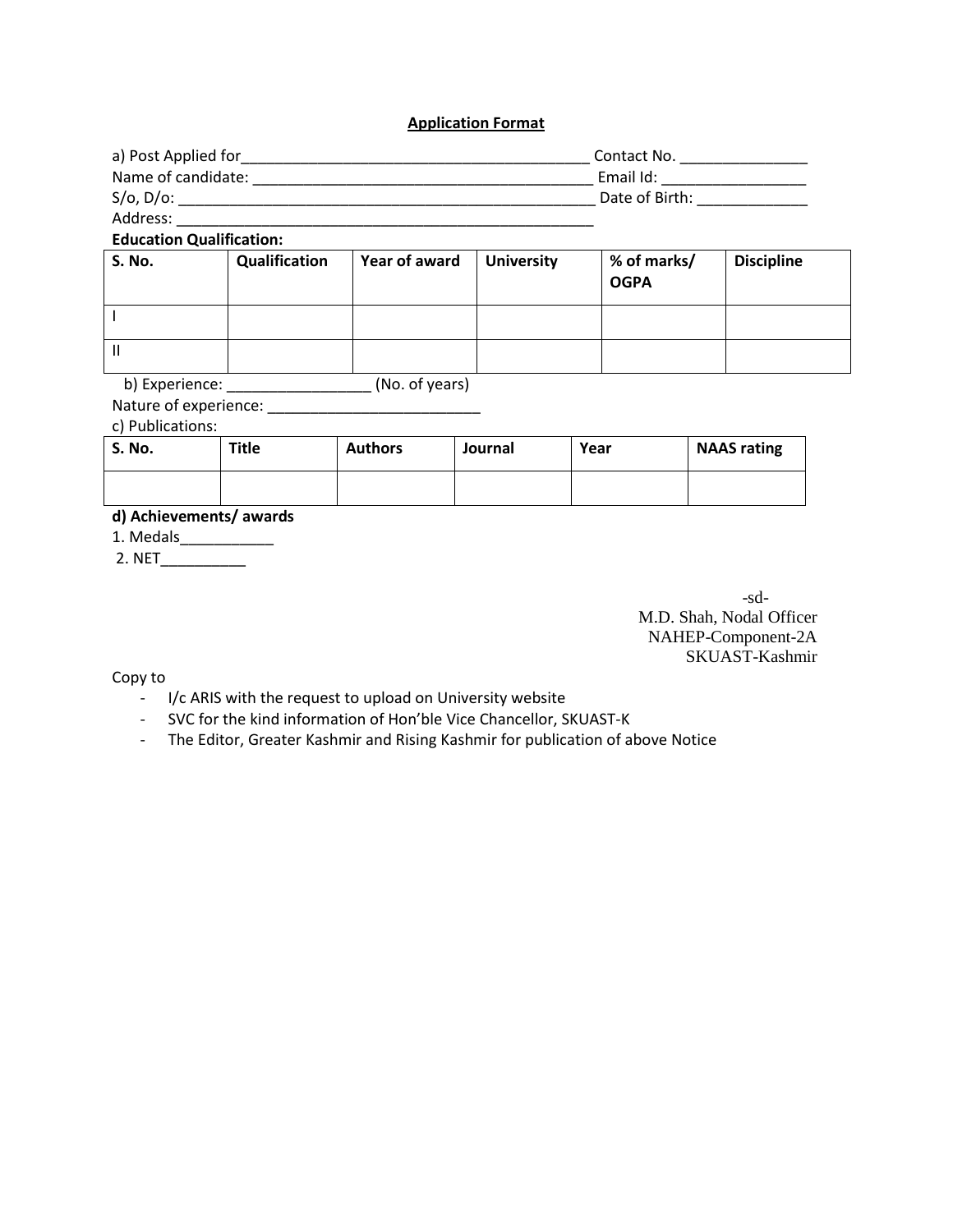## Application Format

a) Post Applied for__________________________________________ Contact No. _______________
Name of candidate: ________________________________________ Email Id: _________________
S/o, D/o: ____________________________________________________ Date of Birth: _____________
Address: ____________________________________________________

**Education Qualification:**

| S. No. | Qualification | Year of award | University | % of marks/ OGPA | Discipline |
|---|---|---|---|---|---|
| I | | | | | |
| II | | | | | |

b) Experience: _________________ (No. of years)

Nature of experience: __________________________

c) Publications:

| S. No. | Title | Authors | Journal | Year | NAAS rating |
|---|---|---|---|---|---|
| | | | | | |

**d) Achievements/ awards**

1. Medals___________
2. NET__________

-sd-
M.D. Shah, Nodal Officer
NAHEP-Component-2A
SKUAST-Kashmir

Copy to

- I/c ARIS with the request to upload on University website
- SVC for the kind information of Hon'ble Vice Chancellor, SKUAST-K
- The Editor, Greater Kashmir and Rising Kashmir for publication of above Notice